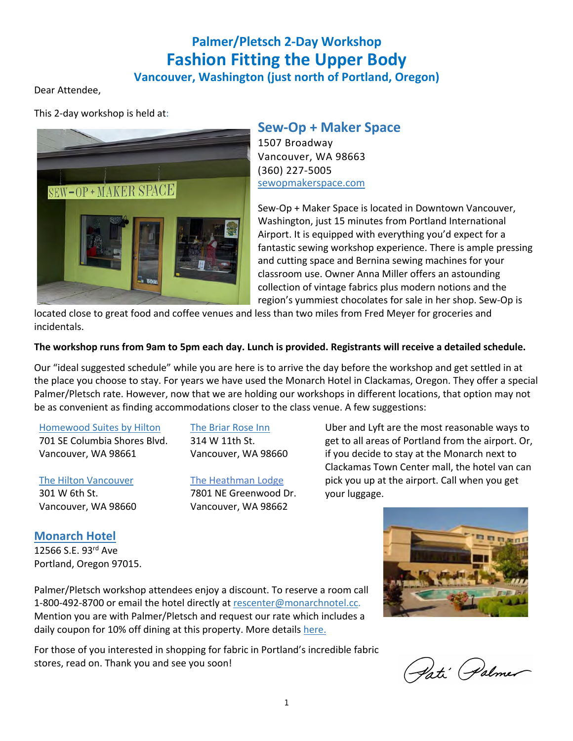# Palmer/Pletsch 2-Day Workshop
# Fashion Fitting the Upper Body
### Vancouver, Washington (just north of Portland, Oregon)

Dear Attendee,

This 2-day workshop is held at:

## Sew-Op + Maker Space

1507 Broadway
Vancouver, WA 98663
(360) 227-5005
sewopmakerspace.com

Sew-Op + Maker Space is located in Downtown Vancouver, Washington, just 15 minutes from Portland International Airport. It is equipped with everything you'd expect for a fantastic sewing workshop experience. There is ample pressing and cutting space and Bernina sewing machines for your classroom use. Owner Anna Miller offers an astounding collection of vintage fabrics plus modern notions and the region's yummiest chocolates for sale in her shop. Sew-Op is located close to great food and coffee venues and less than two miles from Fred Meyer for groceries and incidentals.

**The workshop runs from 9am to 5pm each day. Lunch is provided. Registrants will receive a detailed schedule.**

Our "ideal suggested schedule" while you are here is to arrive the day before the workshop and get settled in at the place you choose to stay. For years we have used the Monarch Hotel in Clackamas, Oregon. They offer a special Palmer/Pletsch rate. However, now that we are holding our workshops in different locations, that option may not be as convenient as finding accommodations closer to the class venue. A few suggestions:

Homewood Suites by Hilton
701 SE Columbia Shores Blvd.
Vancouver, WA 98661

The Hilton Vancouver
301 W 6th St.
Vancouver, WA 98660

The Briar Rose Inn
314 W 11th St.
Vancouver, WA 98660

The Heathman Lodge
7801 NE Greenwood Dr.
Vancouver, WA 98662

Uber and Lyft are the most reasonable ways to get to all areas of Portland from the airport. Or, if you decide to stay at the Monarch next to Clackamas Town Center mall, the hotel van can pick you up at the airport. Call when you get your luggage.

### Monarch Hotel

12566 S.E. 93rd Ave
Portland, Oregon 97015.

Palmer/Pletsch workshop attendees enjoy a discount. To reserve a room call 1-800-492-8700 or email the hotel directly at rescenter@monarchnotel.cc. Mention you are with Palmer/Pletsch and request our rate which includes a daily coupon for 10% off dining at this property. More details here.

For those of you interested in shopping for fabric in Portland's incredible fabric stores, read on. Thank you and see you soon!

Pati Palmer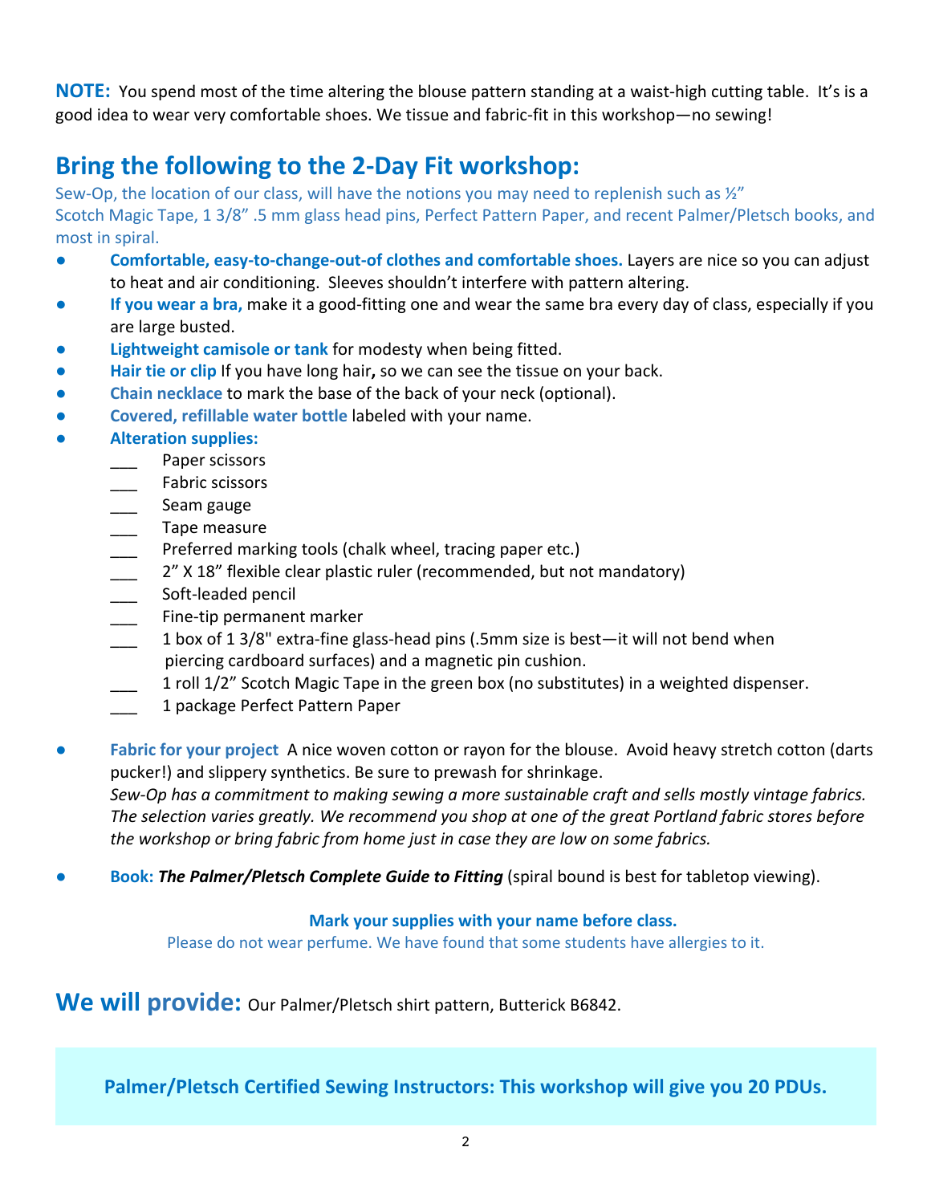**NOTE:** You spend most of the time altering the blouse pattern standing at a waist-high cutting table. It's is a good idea to wear very comfortable shoes. We tissue and fabric-fit in this workshop—no sewing!

## Bring the following to the 2-Day Fit workshop:

Sew-Op, the location of our class, will have the notions you may need to replenish such as ½" Scotch Magic Tape, 1 3/8" .5 mm glass head pins, Perfect Pattern Paper, and recent Palmer/Pletsch books, and most in spiral.

- **Comfortable, easy-to-change-out-of clothes and comfortable shoes.** Layers are nice so you can adjust to heat and air conditioning. Sleeves shouldn't interfere with pattern altering.
- **If you wear a bra,** make it a good-fitting one and wear the same bra every day of class, especially if you are large busted.
- **Lightweight camisole or tank** for modesty when being fitted.
- **Hair tie or clip** If you have long hair**,** so we can see the tissue on your back.
- **Chain necklace** to mark the base of the back of your neck (optional).
- **Covered, refillable water bottle** labeled with your name.
- **Alteration supplies:**
  - ___ Paper scissors
  - ___ Fabric scissors
  - ___ Seam gauge
  - ___ Tape measure
  - ___ Preferred marking tools (chalk wheel, tracing paper etc.)
  - ___ 2" X 18" flexible clear plastic ruler (recommended, but not mandatory)
  - ___ Soft-leaded pencil
  - ___ Fine-tip permanent marker
  - ___ 1 box of 1 3/8" extra-fine glass-head pins (.5mm size is best—it will not bend when piercing cardboard surfaces) and a magnetic pin cushion.
  - ___ 1 roll 1/2" Scotch Magic Tape in the green box (no substitutes) in a weighted dispenser.
  - ___ 1 package Perfect Pattern Paper
- **Fabric for your project** A nice woven cotton or rayon for the blouse. Avoid heavy stretch cotton (darts pucker!) and slippery synthetics. Be sure to prewash for shrinkage.
  *Sew-Op has a commitment to making sewing a more sustainable craft and sells mostly vintage fabrics. The selection varies greatly. We recommend you shop at one of the great Portland fabric stores before the workshop or bring fabric from home just in case they are low on some fabrics.*
- **Book: *The Palmer/Pletsch Complete Guide to Fitting*** (spiral bound is best for tabletop viewing).

**Mark your supplies with your name before class.**

Please do not wear perfume. We have found that some students have allergies to it.

## We will provide: 
Our Palmer/Pletsch shirt pattern, Butterick B6842.

**Palmer/Pletsch Certified Sewing Instructors: This workshop will give you 20 PDUs.**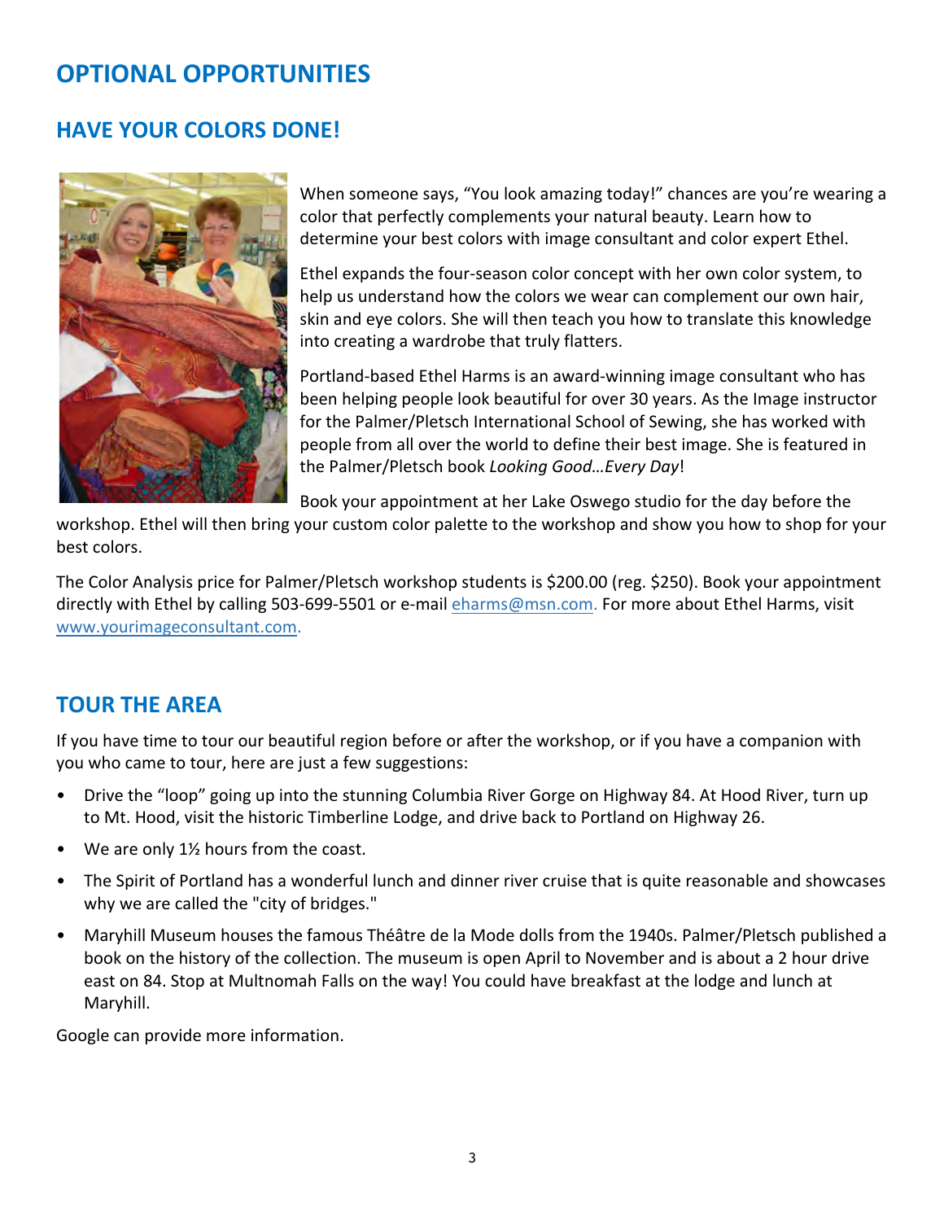# OPTIONAL OPPORTUNITIES

## HAVE YOUR COLORS DONE!

When someone says, "You look amazing today!" chances are you're wearing a color that perfectly complements your natural beauty. Learn how to determine your best colors with image consultant and color expert Ethel.

Ethel expands the four-season color concept with her own color system, to help us understand how the colors we wear can complement our own hair, skin and eye colors. She will then teach you how to translate this knowledge into creating a wardrobe that truly flatters.

Portland-based Ethel Harms is an award-winning image consultant who has been helping people look beautiful for over 30 years. As the Image instructor for the Palmer/Pletsch International School of Sewing, she has worked with people from all over the world to define their best image. She is featured in the Palmer/Pletsch book *Looking Good…Every Day*!

Book your appointment at her Lake Oswego studio for the day before the workshop. Ethel will then bring your custom color palette to the workshop and show you how to shop for your best colors.

The Color Analysis price for Palmer/Pletsch workshop students is $200.00 (reg. $250). Book your appointment directly with Ethel by calling 503-699-5501 or e-mail eharms@msn.com. For more about Ethel Harms, visit www.yourimageconsultant.com.

## TOUR THE AREA

If you have time to tour our beautiful region before or after the workshop, or if you have a companion with you who came to tour, here are just a few suggestions:

- Drive the "loop" going up into the stunning Columbia River Gorge on Highway 84. At Hood River, turn up to Mt. Hood, visit the historic Timberline Lodge, and drive back to Portland on Highway 26.
- We are only 1½ hours from the coast.
- The Spirit of Portland has a wonderful lunch and dinner river cruise that is quite reasonable and showcases why we are called the "city of bridges."
- Maryhill Museum houses the famous Théâtre de la Mode dolls from the 1940s. Palmer/Pletsch published a book on the history of the collection. The museum is open April to November and is about a 2 hour drive east on 84. Stop at Multnomah Falls on the way! You could have breakfast at the lodge and lunch at Maryhill.

Google can provide more information.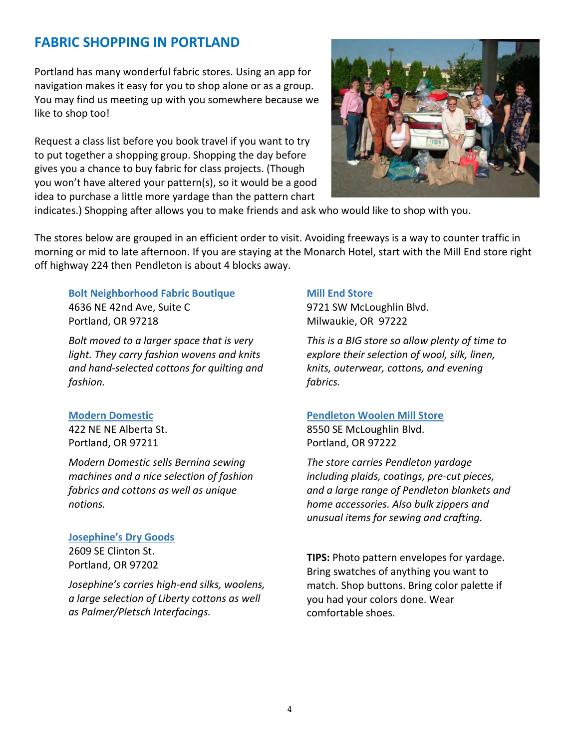## FABRIC SHOPPING IN PORTLAND

Portland has many wonderful fabric stores. Using an app for navigation makes it easy for you to shop alone or as a group. You may find us meeting up with you somewhere because we like to shop too!

Request a class list before you book travel if you want to try to put together a shopping group. Shopping the day before gives you a chance to buy fabric for class projects. (Though you won't have altered your pattern(s), so it would be a good idea to purchase a little more yardage than the pattern chart indicates.) Shopping after allows you to make friends and ask who would like to shop with you.

The stores below are grouped in an efficient order to visit. Avoiding freeways is a way to counter traffic in morning or mid to late afternoon. If you are staying at the Monarch Hotel, start with the Mill End store right off highway 224 then Pendleton is about 4 blocks away.

**Bolt Neighborhood Fabric Boutique**
4636 NE 42nd Ave, Suite C
Portland, OR 97218

*Bolt moved to a larger space that is very light. They carry fashion wovens and knits and hand-selected cottons for quilting and fashion.*

**Modern Domestic**
422 NE NE Alberta St.
Portland, OR 97211

*Modern Domestic sells Bernina sewing machines and a nice selection of fashion fabrics and cottons as well as unique notions.*

**Josephine's Dry Goods**
2609 SE Clinton St.
Portland, OR 97202

*Josephine's carries high-end silks, woolens, a large selection of Liberty cottons as well as Palmer/Pletsch Interfacings.*

**Mill End Store**
9721 SW McLoughlin Blvd.
Milwaukie, OR 97222

*This is a BIG store so allow plenty of time to explore their selection of wool, silk, linen, knits, outerwear, cottons, and evening fabrics.*

**Pendleton Woolen Mill Store**
8550 SE McLoughlin Blvd.
Portland, OR 97222

*The store carries Pendleton yardage including plaids, coatings, pre-cut pieces, and a large range of Pendleton blankets and home accessories. Also bulk zippers and unusual items for sewing and crafting.*

**TIPS:** Photo pattern envelopes for yardage. Bring swatches of anything you want to match. Shop buttons. Bring color palette if you had your colors done. Wear comfortable shoes.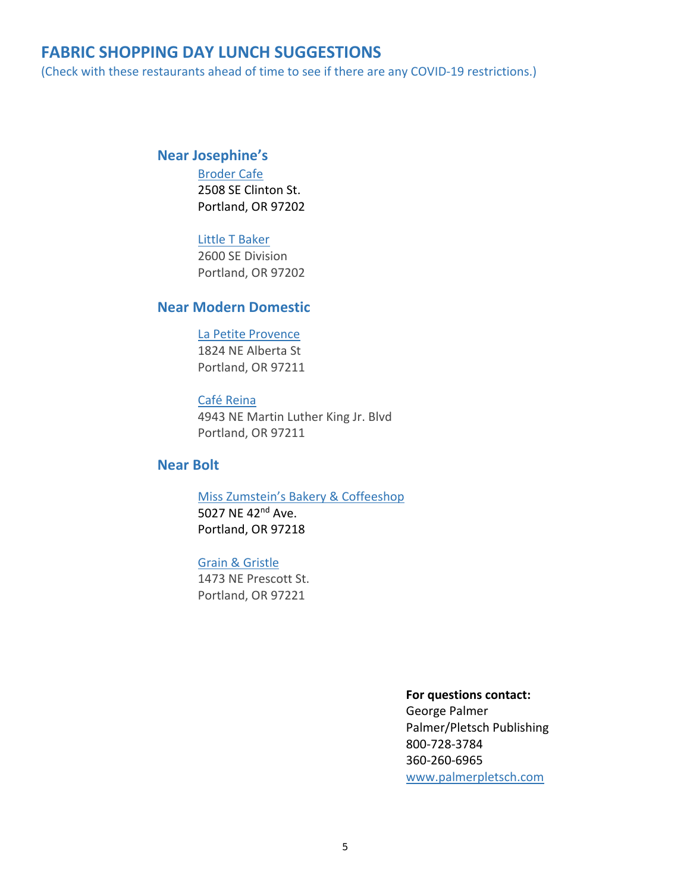# FABRIC SHOPPING DAY LUNCH SUGGESTIONS

(Check with these restaurants ahead of time to see if there are any COVID-19 restrictions.)

## Near Josephine's

Broder Cafe
2508 SE Clinton St.
Portland, OR 97202

Little T Baker
2600 SE Division
Portland, OR 97202

## Near Modern Domestic

La Petite Provence
1824 NE Alberta St
Portland, OR 97211

Café Reina
4943 NE Martin Luther King Jr. Blvd
Portland, OR 97211

## Near Bolt

Miss Zumstein's Bakery & Coffeeshop
5027 NE 42nd Ave.
Portland, OR 97218

Grain & Gristle
1473 NE Prescott St.
Portland, OR 97221

**For questions contact:**
George Palmer
Palmer/Pletsch Publishing
800-728-3784
360-260-6965
www.palmerpletsch.com